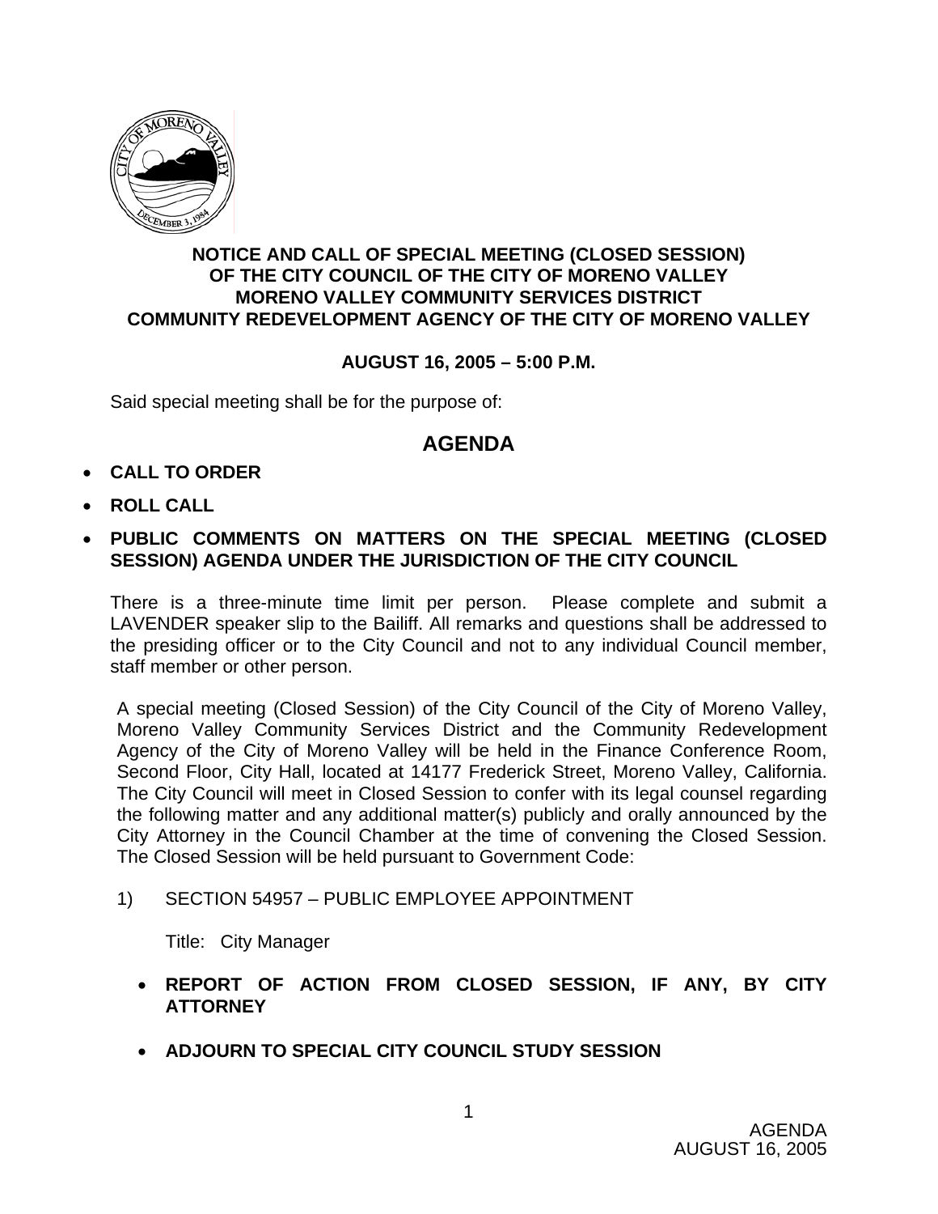**NOTICE AND CALL OF SPECIAL MEETING (CLOSED SESSION) OF THE CITY COUNCIL OF THE CITY OF MORENO VALLEY MORENO VALLEY COMMUNITY SERVICES DISTRICT COMMUNITY REDEVELOPMENT AGENCY OF THE CITY OF MORENO VALLEY**

**AUGUST 16, 2005 – 5:00 P.M.**

Said special meeting shall be for the purpose of:

# AGENDA

- **CALL TO ORDER**
- **ROLL CALL**
- **PUBLIC COMMENTS ON MATTERS ON THE SPECIAL MEETING (CLOSED SESSION) AGENDA UNDER THE JURISDICTION OF THE CITY COUNCIL**

There is a three-minute time limit per person. Please complete and submit a LAVENDER speaker slip to the Bailiff. All remarks and questions shall be addressed to the presiding officer or to the City Council and not to any individual Council member, staff member or other person.

A special meeting (Closed Session) of the City Council of the City of Moreno Valley, Moreno Valley Community Services District and the Community Redevelopment Agency of the City of Moreno Valley will be held in the Finance Conference Room, Second Floor, City Hall, located at 14177 Frederick Street, Moreno Valley, California. The City Council will meet in Closed Session to confer with its legal counsel regarding the following matter and any additional matter(s) publicly and orally announced by the City Attorney in the Council Chamber at the time of convening the Closed Session. The Closed Session will be held pursuant to Government Code:

1) SECTION 54957 – PUBLIC EMPLOYEE APPOINTMENT

   Title: City Manager

- **REPORT OF ACTION FROM CLOSED SESSION, IF ANY, BY CITY ATTORNEY**
- **ADJOURN TO SPECIAL CITY COUNCIL STUDY SESSION**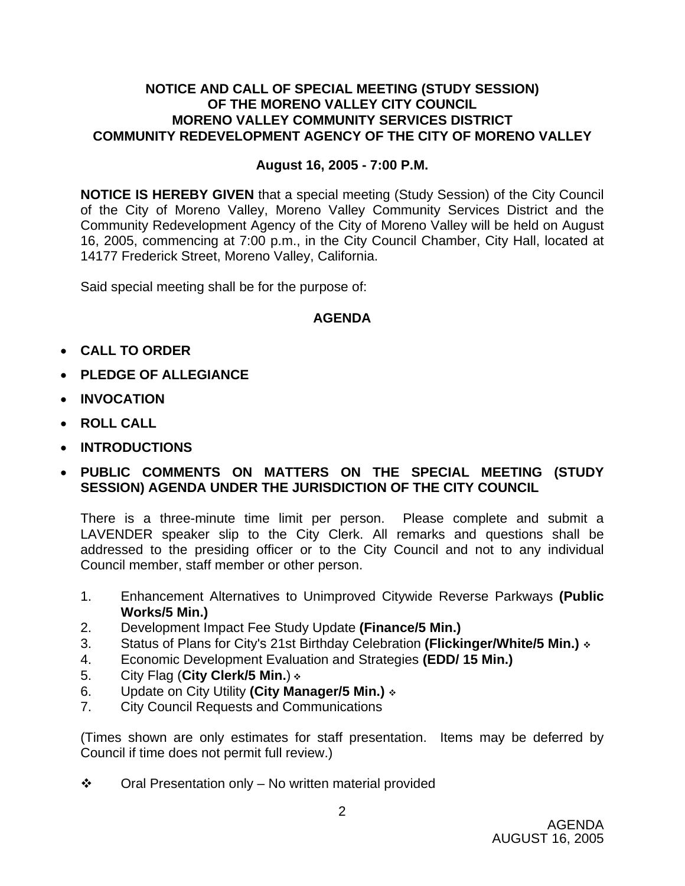**NOTICE AND CALL OF SPECIAL MEETING (STUDY SESSION) OF THE MORENO VALLEY CITY COUNCIL MORENO VALLEY COMMUNITY SERVICES DISTRICT COMMUNITY REDEVELOPMENT AGENCY OF THE CITY OF MORENO VALLEY**

**August 16, 2005 - 7:00 P.M.**

**NOTICE IS HEREBY GIVEN** that a special meeting (Study Session) of the City Council of the City of Moreno Valley, Moreno Valley Community Services District and the Community Redevelopment Agency of the City of Moreno Valley will be held on August 16, 2005, commencing at 7:00 p.m., in the City Council Chamber, City Hall, located at 14177 Frederick Street, Moreno Valley, California.

Said special meeting shall be for the purpose of:

## AGENDA

- **CALL TO ORDER**
- **PLEDGE OF ALLEGIANCE**
- **INVOCATION**
- **ROLL CALL**
- **INTRODUCTIONS**
- **PUBLIC COMMENTS ON MATTERS ON THE SPECIAL MEETING (STUDY SESSION) AGENDA UNDER THE JURISDICTION OF THE CITY COUNCIL**

There is a three-minute time limit per person. Please complete and submit a LAVENDER speaker slip to the City Clerk. All remarks and questions shall be addressed to the presiding officer or to the City Council and not to any individual Council member, staff member or other person.

1. Enhancement Alternatives to Unimproved Citywide Reverse Parkways **(Public Works/5 Min.)**
2. Development Impact Fee Study Update **(Finance/5 Min.)**
3. Status of Plans for City's 21st Birthday Celebration **(Flickinger/White/5 Min.)** ❖
4. Economic Development Evaluation and Strategies **(EDD/ 15 Min.)**
5. City Flag (**City Clerk/5 Min.**) ❖
6. Update on City Utility **(City Manager/5 Min.)** ❖
7. City Council Requests and Communications

(Times shown are only estimates for staff presentation. Items may be deferred by Council if time does not permit full review.)

❖ Oral Presentation only – No written material provided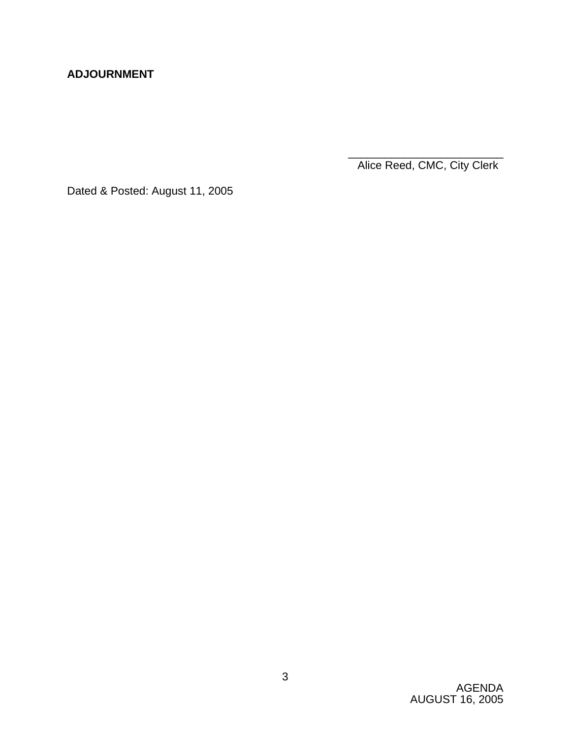**ADJOURNMENT**

\_\_\_\_\_\_\_\_\_\_\_\_\_\_\_\_\_\_\_\_\_\_\_\_\_\_

Alice Reed, CMC, City Clerk

Dated & Posted: August 11, 2005